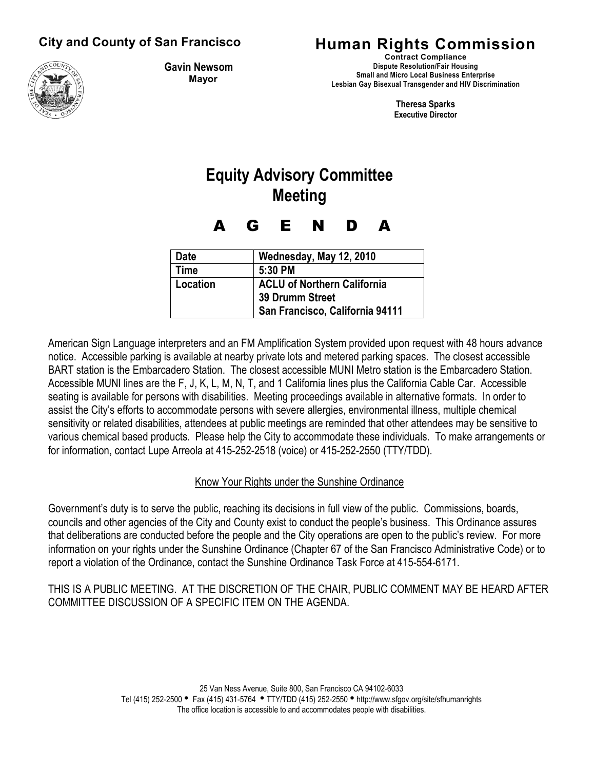**City and County of San Francisco**

**Gavin Newsom**
**Mayor**

# Human Rights Commission

**Contract Compliance**
**Dispute Resolution/Fair Housing**
**Small and Micro Local Business Enterprise**
**Lesbian Gay Bisexual Transgender and HIV Discrimination**

**Theresa Sparks**
**Executive Director**

# Equity Advisory Committee Meeting

# A G E N D A

| Date | Wednesday, May 12, 2010 |
| --- | --- |
| Time | 5:30 PM |
| Location | ACLU of Northern California<br>39 Drumm Street<br>San Francisco, California 94111 |

American Sign Language interpreters and an FM Amplification System provided upon request with 48 hours advance notice. Accessible parking is available at nearby private lots and metered parking spaces. The closest accessible BART station is the Embarcadero Station. The closest accessible MUNI Metro station is the Embarcadero Station. Accessible MUNI lines are the F, J, K, L, M, N, T, and 1 California lines plus the California Cable Car. Accessible seating is available for persons with disabilities. Meeting proceedings available in alternative formats. In order to assist the City's efforts to accommodate persons with severe allergies, environmental illness, multiple chemical sensitivity or related disabilities, attendees at public meetings are reminded that other attendees may be sensitive to various chemical based products. Please help the City to accommodate these individuals. To make arrangements or for information, contact Lupe Arreola at 415-252-2518 (voice) or 415-252-2550 (TTY/TDD).

Know Your Rights under the Sunshine Ordinance

Government's duty is to serve the public, reaching its decisions in full view of the public. Commissions, boards, councils and other agencies of the City and County exist to conduct the people's business. This Ordinance assures that deliberations are conducted before the people and the City operations are open to the public's review. For more information on your rights under the Sunshine Ordinance (Chapter 67 of the San Francisco Administrative Code) or to report a violation of the Ordinance, contact the Sunshine Ordinance Task Force at 415-554-6171.

THIS IS A PUBLIC MEETING. AT THE DISCRETION OF THE CHAIR, PUBLIC COMMENT MAY BE HEARD AFTER COMMITTEE DISCUSSION OF A SPECIFIC ITEM ON THE AGENDA.

25 Van Ness Avenue, Suite 800, San Francisco CA 94102-6033
Tel (415) 252-2500 • Fax (415) 431-5764 • TTY/TDD (415) 252-2550 • http://www.sfgov.org/site/sfhumanrights
The office location is accessible to and accommodates people with disabilities.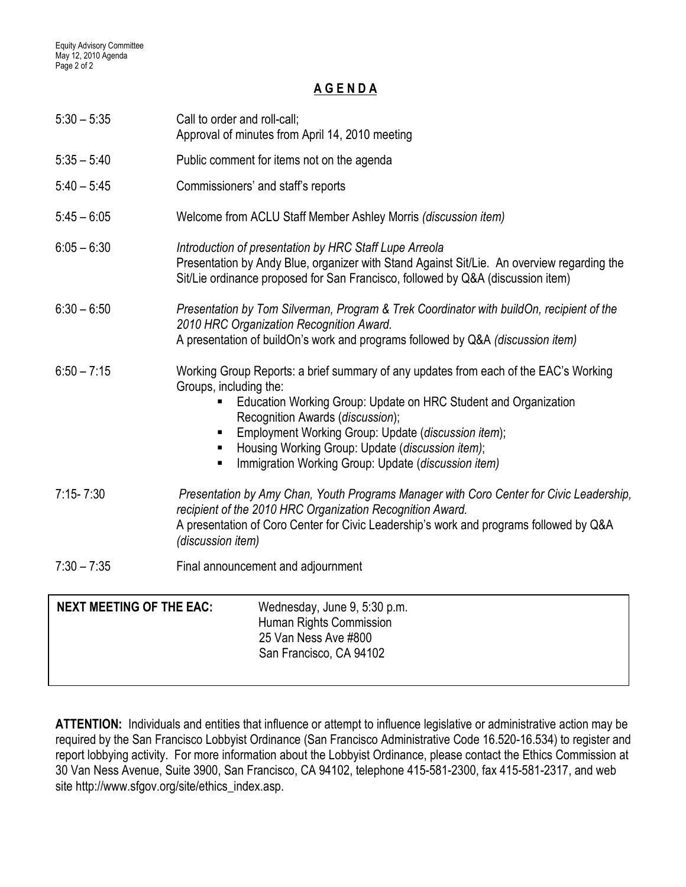## AGENDA

5:30 – 5:35 Call to order and roll-call;
Approval of minutes from April 14, 2010 meeting

5:35 – 5:40 Public comment for items not on the agenda

5:40 – 5:45 Commissioners' and staff's reports

5:45 – 6:05 Welcome from ACLU Staff Member Ashley Morris *(discussion item)*

6:05 – 6:30 *Introduction of presentation by HRC Staff Lupe Arreola*
Presentation by Andy Blue, organizer with Stand Against Sit/Lie. An overview regarding the Sit/Lie ordinance proposed for San Francisco, followed by Q&A (discussion item)

6:30 – 6:50 *Presentation by Tom Silverman, Program & Trek Coordinator with buildOn, recipient of the 2010 HRC Organization Recognition Award.*
A presentation of buildOn's work and programs followed by Q&A *(discussion item)*

6:50 – 7:15 Working Group Reports: a brief summary of any updates from each of the EAC's Working Groups, including the:

- Education Working Group: Update on HRC Student and Organization Recognition Awards (*discussion*);
- Employment Working Group: Update (*discussion item*);
- Housing Working Group: Update (*discussion item)*;
- Immigration Working Group: Update (*discussion item)*

7:15- 7:30 *Presentation by Amy Chan, Youth Programs Manager with Coro Center for Civic Leadership, recipient of the 2010 HRC Organization Recognition Award.*
A presentation of Coro Center for Civic Leadership's work and programs followed by Q&A *(discussion item)*

7:30 – 7:35 Final announcement and adjournment

**NEXT MEETING OF THE EAC:** Wednesday, June 9, 5:30 p.m.
Human Rights Commission
25 Van Ness Ave #800
San Francisco, CA 94102

**ATTENTION:** Individuals and entities that influence or attempt to influence legislative or administrative action may be required by the San Francisco Lobbyist Ordinance (San Francisco Administrative Code 16.520-16.534) to register and report lobbying activity. For more information about the Lobbyist Ordinance, please contact the Ethics Commission at 30 Van Ness Avenue, Suite 3900, San Francisco, CA 94102, telephone 415-581-2300, fax 415-581-2317, and web site http://www.sfgov.org/site/ethics_index.asp.